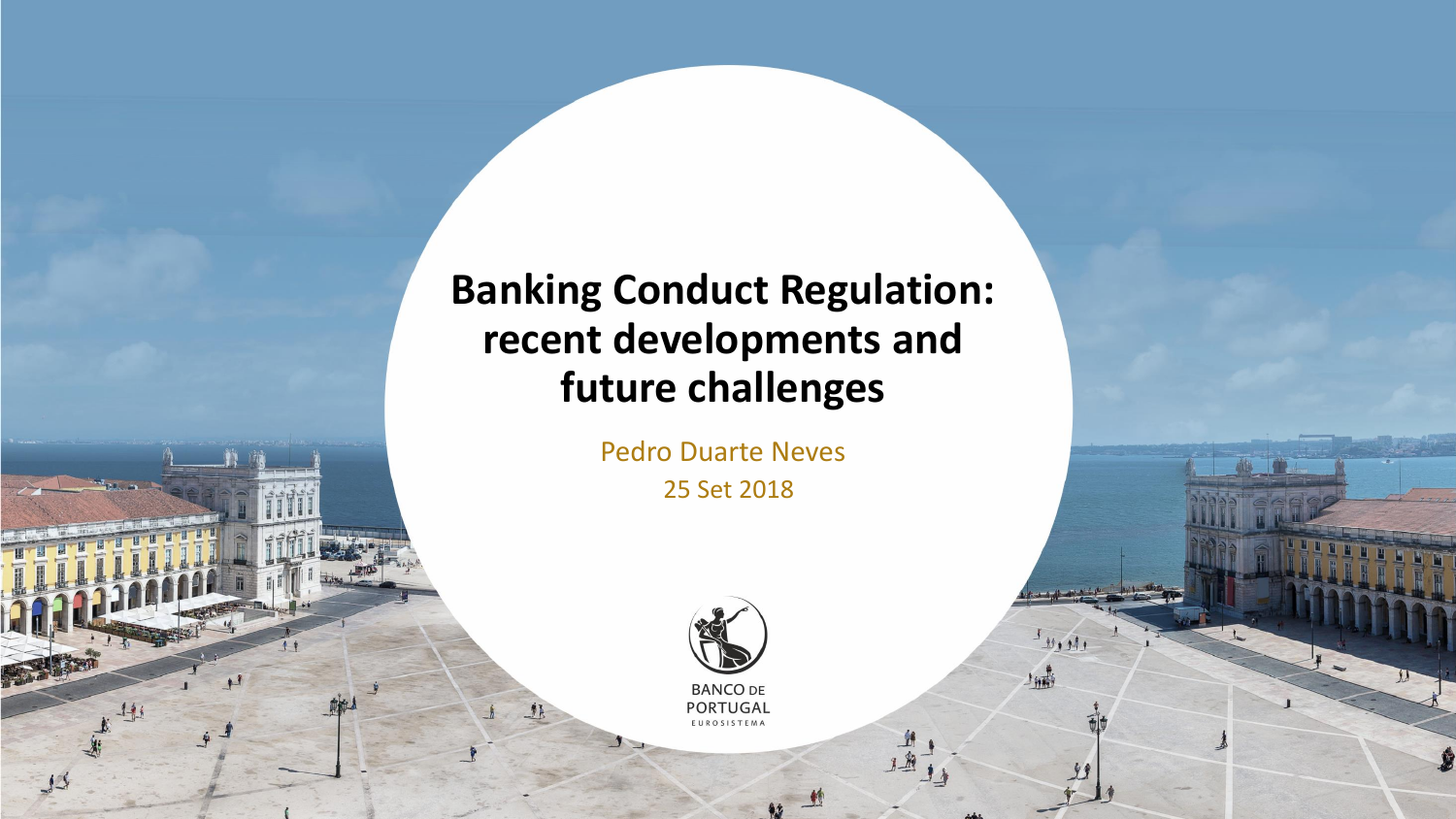# Banking Conduct Regulation: recent developments and future challenges

Pedro Duarte Neves

25 Set 2018

BANCO DE PORTUGAL
EUROSISTEMA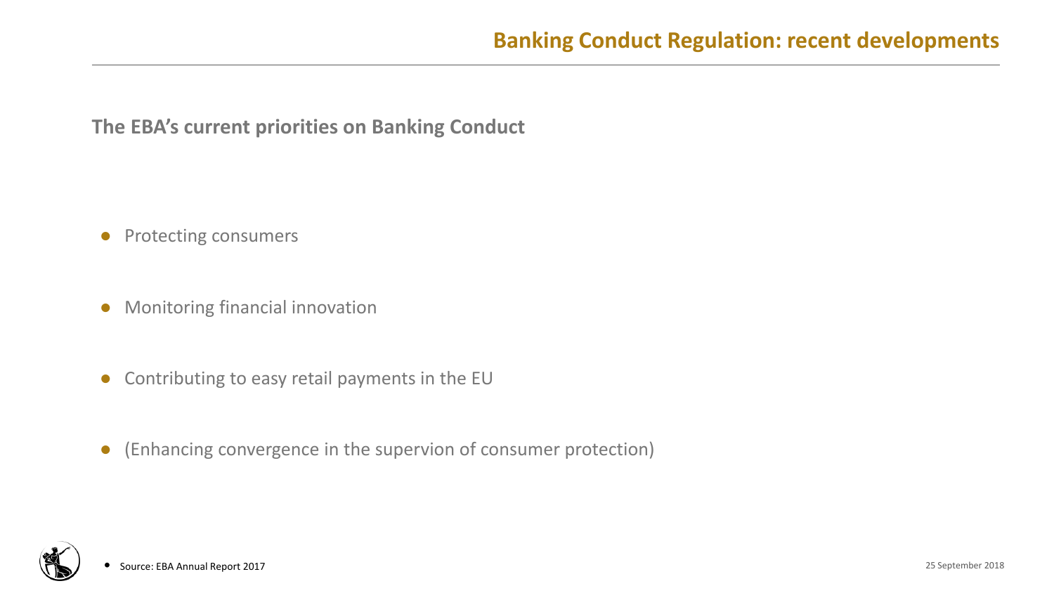# Banking Conduct Regulation: recent developments

## The EBA's current priorities on Banking Conduct

- Protecting consumers
- Monitoring financial innovation
- Contributing to easy retail payments in the EU
- (Enhancing convergence in the supervion of consumer protection)

- Source: EBA Annual Report 2017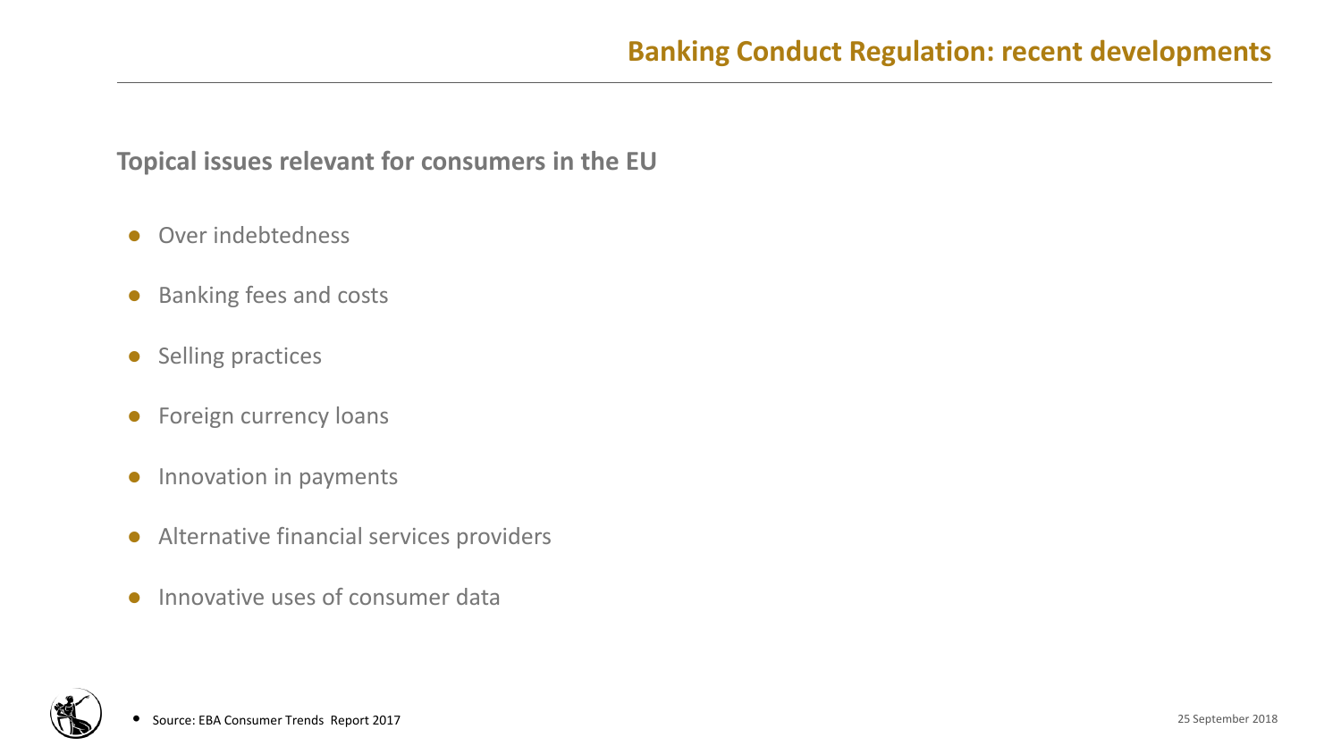# Banking Conduct Regulation: recent developments

## Topical issues relevant for consumers in the EU

- Over indebtedness
- Banking fees and costs
- Selling practices
- Foreign currency loans
- Innovation in payments
- Alternative financial services providers
- Innovative uses of consumer data

- Source: EBA Consumer Trends Report 2017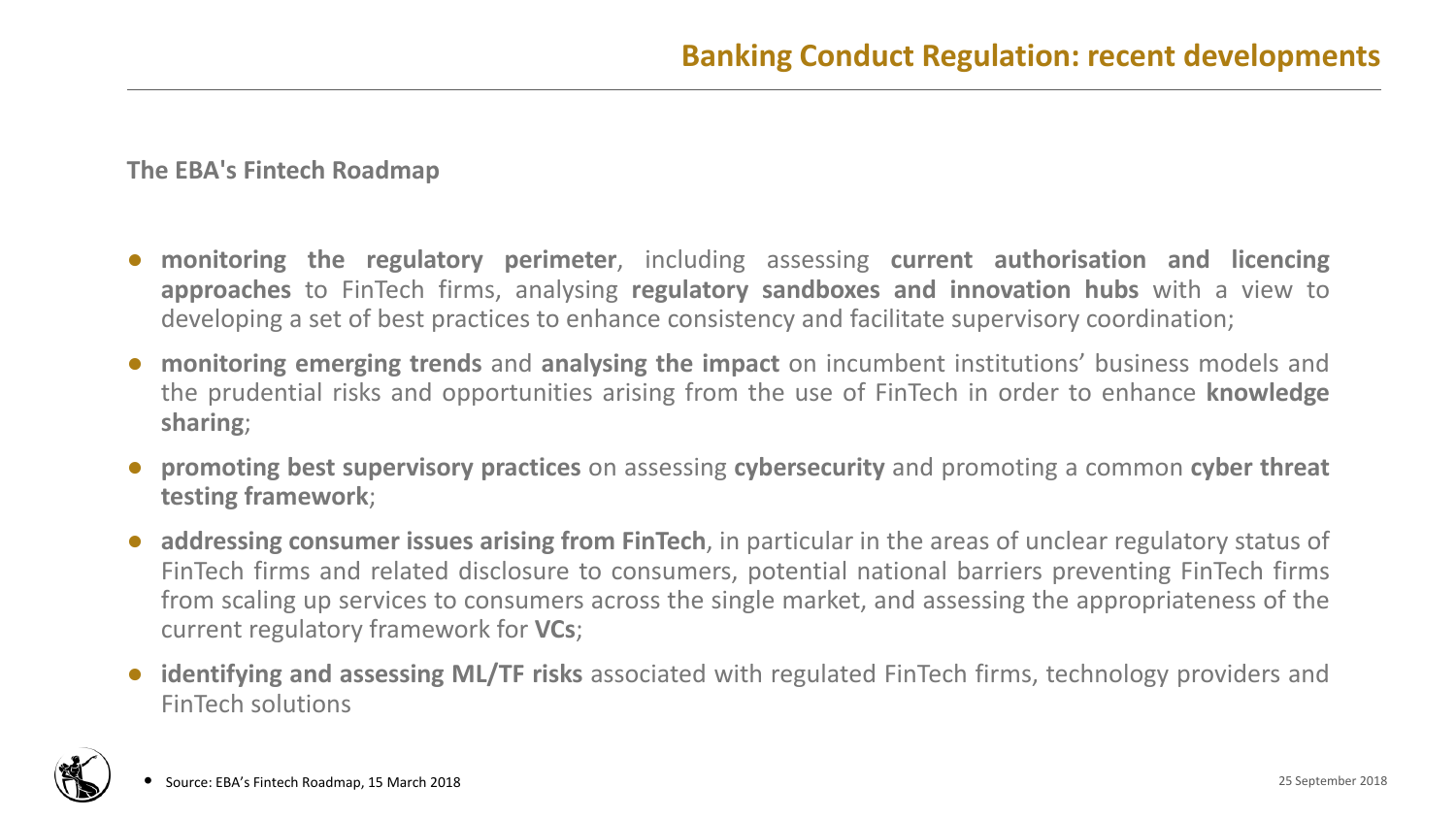# Banking Conduct Regulation: recent developments

**The EBA's Fintech Roadmap**

- **monitoring the regulatory perimeter**, including assessing **current authorisation and licencing approaches** to FinTech firms, analysing **regulatory sandboxes and innovation hubs** with a view to developing a set of best practices to enhance consistency and facilitate supervisory coordination;
- **monitoring emerging trends** and **analysing the impact** on incumbent institutions' business models and the prudential risks and opportunities arising from the use of FinTech in order to enhance **knowledge sharing**;
- **promoting best supervisory practices** on assessing **cybersecurity** and promoting a common **cyber threat testing framework**;
- **addressing consumer issues arising from FinTech**, in particular in the areas of unclear regulatory status of FinTech firms and related disclosure to consumers, potential national barriers preventing FinTech firms from scaling up services to consumers across the single market, and assessing the appropriateness of the current regulatory framework for **VCs**;
- **identifying and assessing ML/TF risks** associated with regulated FinTech firms, technology providers and FinTech solutions

- Source: EBA's Fintech Roadmap, 15 March 2018

25 September 2018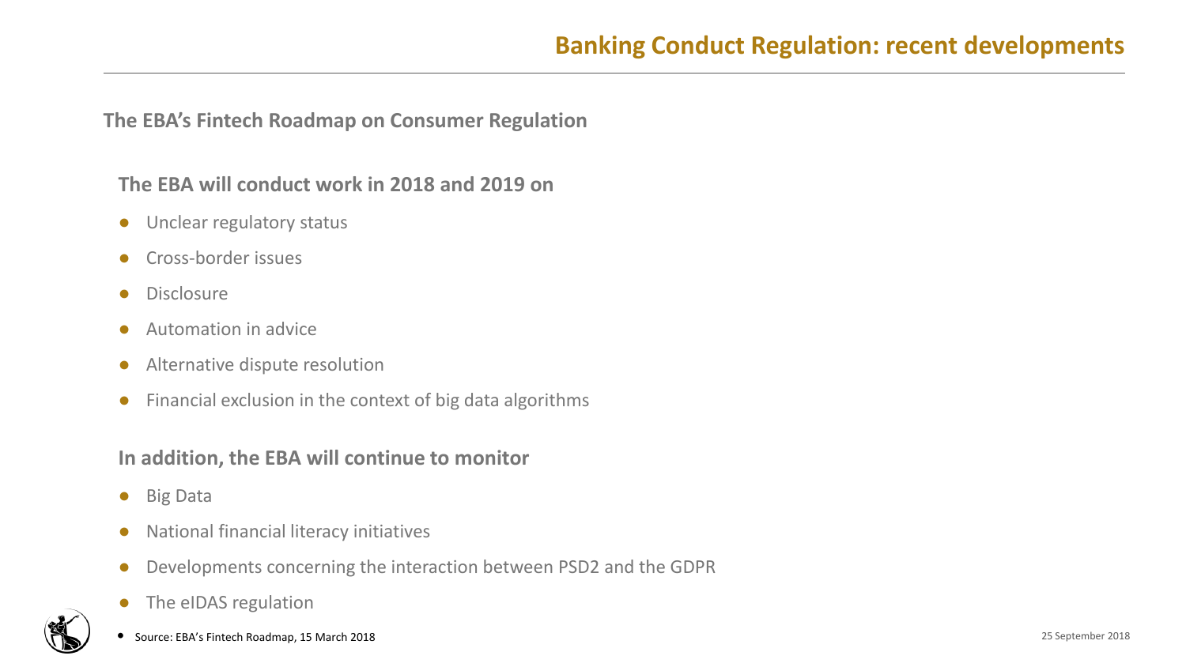# Banking Conduct Regulation: recent developments

## The EBA's Fintech Roadmap on Consumer Regulation

### The EBA will conduct work in 2018 and 2019 on

- Unclear regulatory status
- Cross-border issues
- Disclosure
- Automation in advice
- Alternative dispute resolution
- Financial exclusion in the context of big data algorithms

### In addition, the EBA will continue to monitor

- Big Data
- National financial literacy initiatives
- Developments concerning the interaction between PSD2 and the GDPR
- The eIDAS regulation

- Source: EBA's Fintech Roadmap, 15 March 2018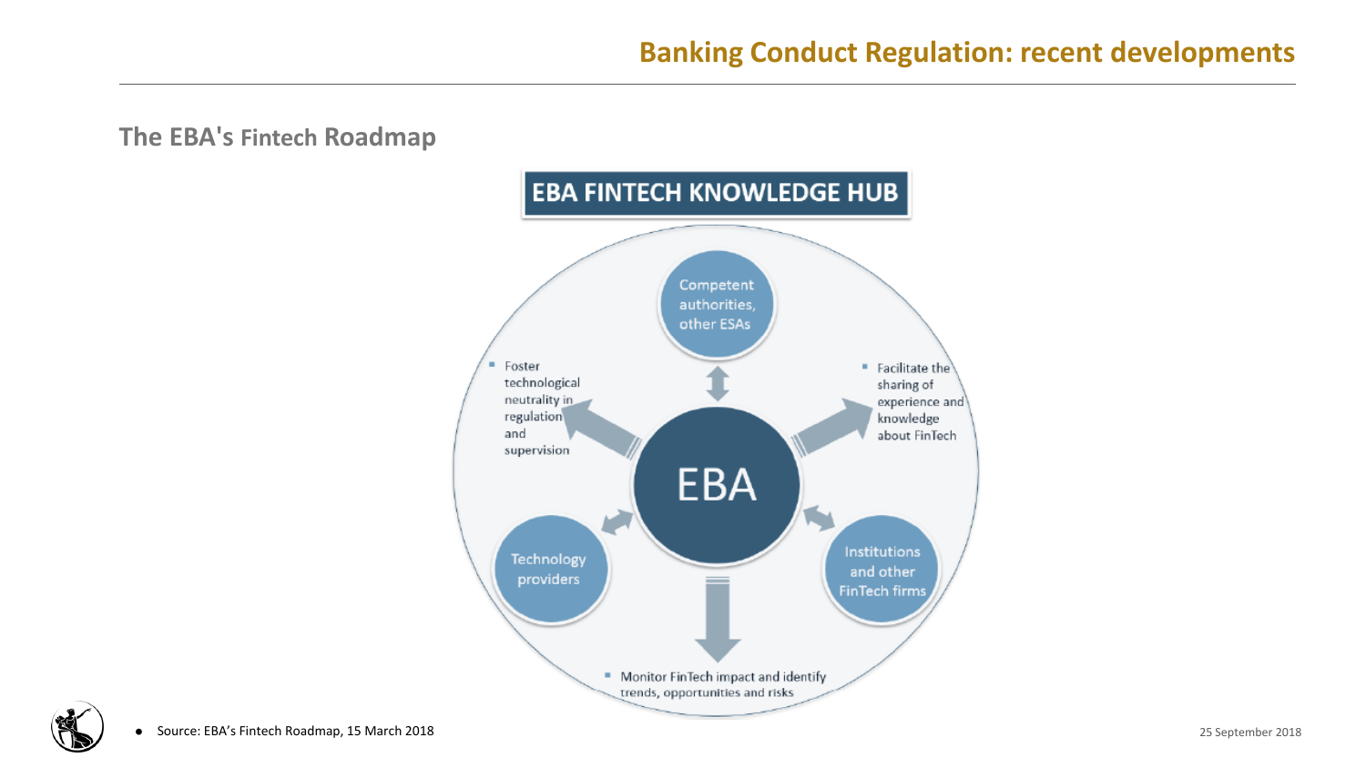## Banking Conduct Regulation: recent developments

### The EBA's Fintech Roadmap

EBA FINTECH KNOWLEDGE HUB

Competent authorities, other ESAs

- Foster technological neutrality in regulation and supervision

- Facilitate the sharing of experience and knowledge about FinTech

EBA

Technology providers

Institutions and other FinTech firms

- Monitor FinTech impact and identify trends, opportunities and risks

- Source: EBA's Fintech Roadmap, 15 March 2018

25 September 2018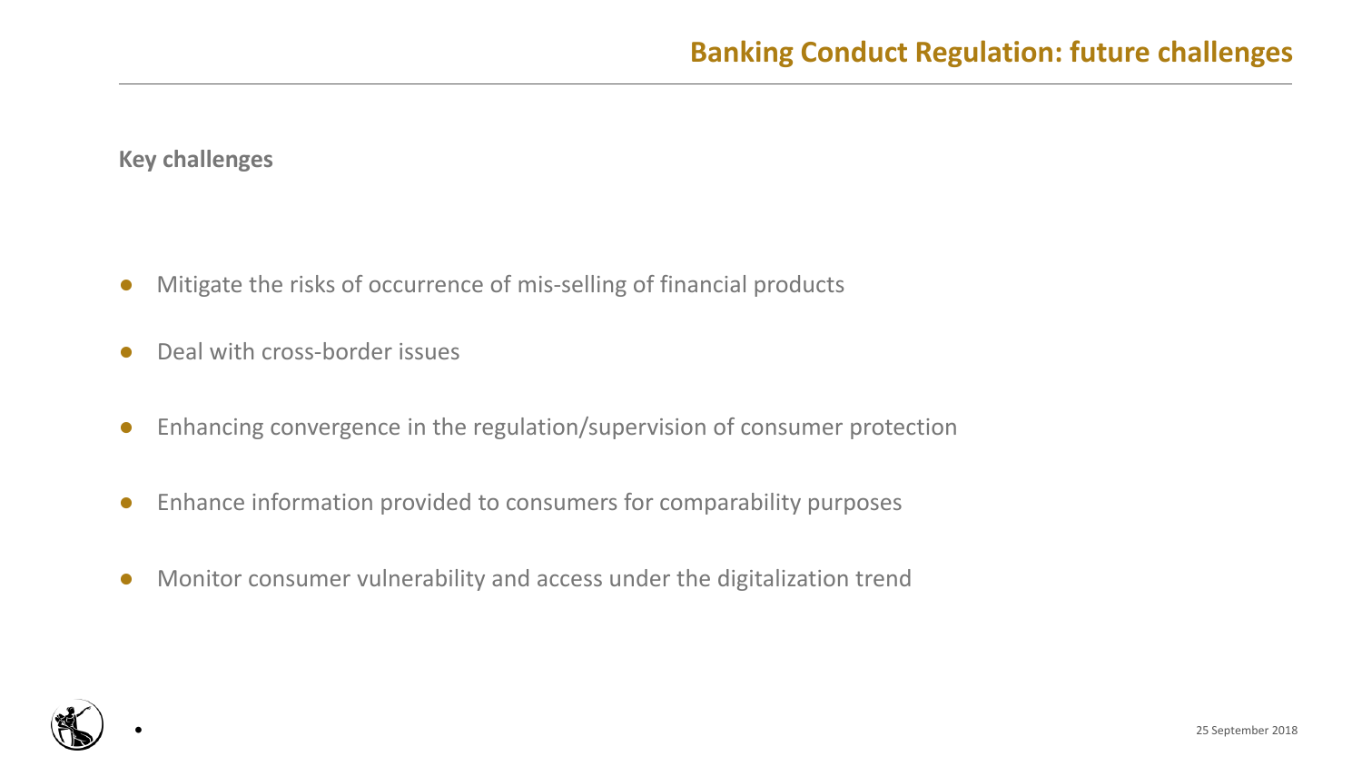# Banking Conduct Regulation: future challenges

**Key challenges**

- Mitigate the risks of occurrence of mis-selling of financial products
- Deal with cross-border issues
- Enhancing convergence in the regulation/supervision of consumer protection
- Enhance information provided to consumers for comparability purposes
- Monitor consumer vulnerability and access under the digitalization trend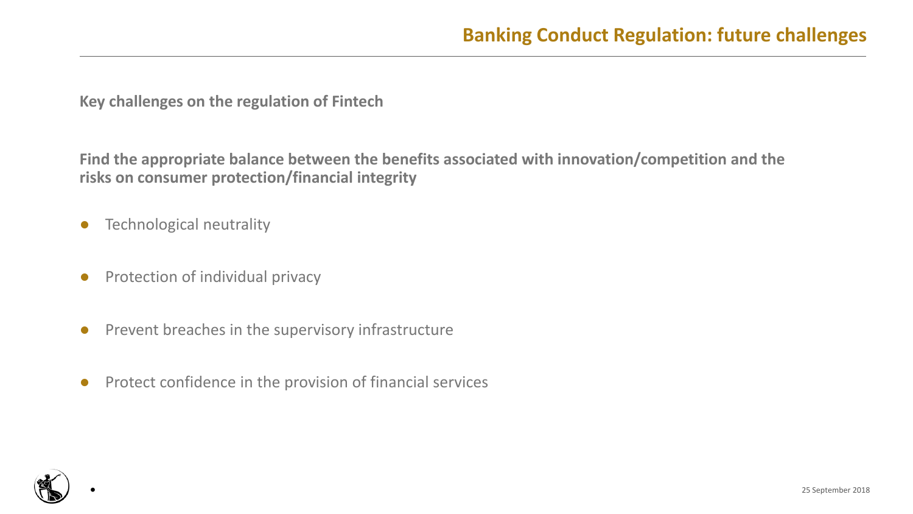# Banking Conduct Regulation: future challenges

**Key challenges on the regulation of Fintech**

**Find the appropriate balance between the benefits associated with innovation/competition and the risks on consumer protection/financial integrity**

- Technological neutrality
- Protection of individual privacy
- Prevent breaches in the supervisory infrastructure
- Protect confidence in the provision of financial services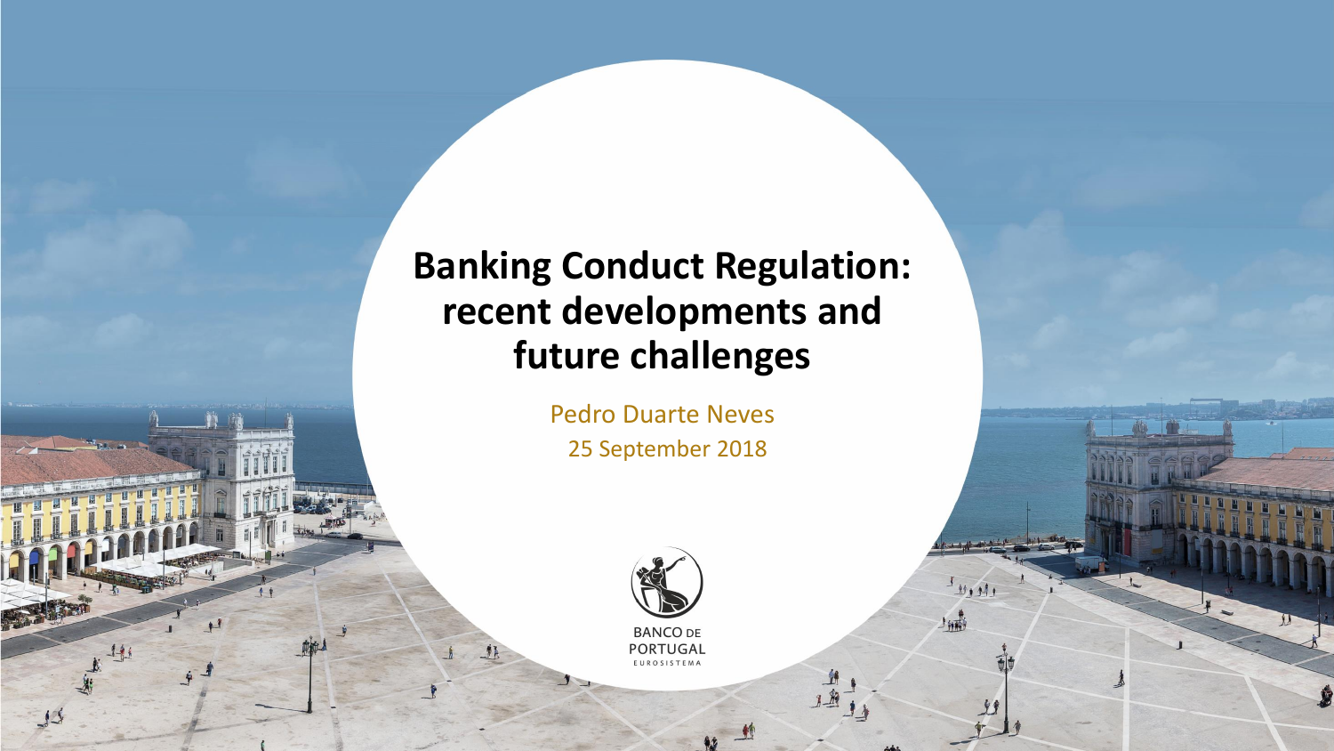# Banking Conduct Regulation: recent developments and future challenges

Pedro Duarte Neves

25 September 2018

BANCO DE PORTUGAL

EUROSISTEMA